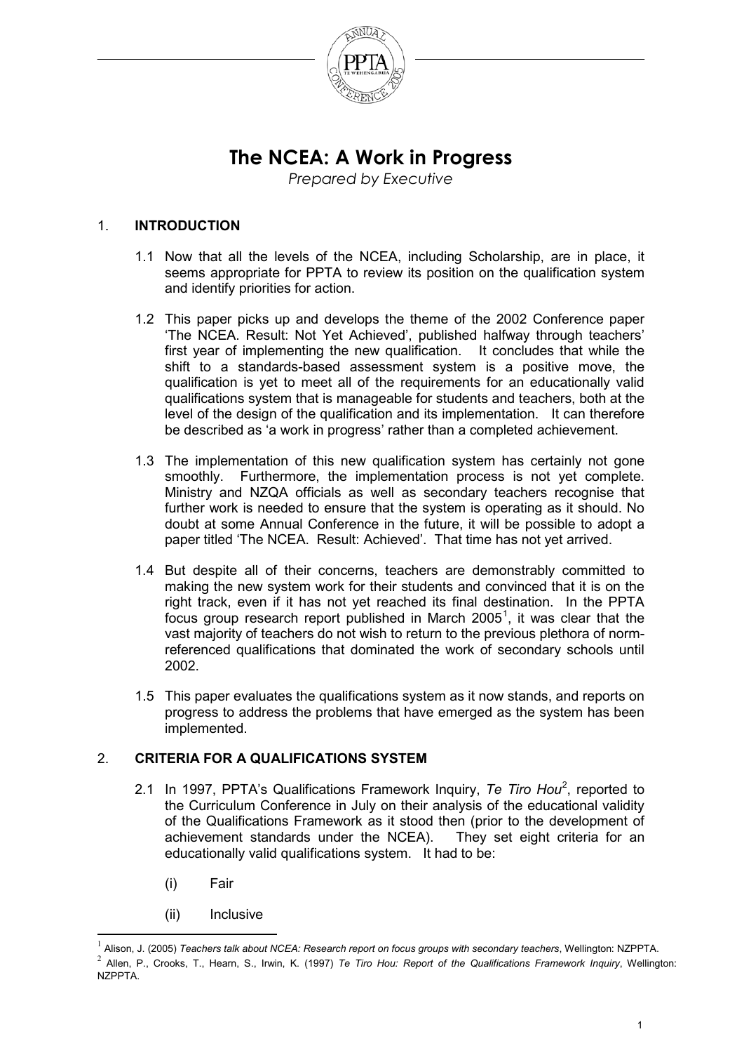# The NCEA: A Work in Progress

*Prepared by Executive*

## 1. INTRODUCTION

1.1 Now that all the levels of the NCEA, including Scholarship, are in place, it seems appropriate for PPTA to review its position on the qualification system and identify priorities for action.

1.2 This paper picks up and develops the theme of the 2002 Conference paper 'The NCEA. Result: Not Yet Achieved', published halfway through teachers' first year of implementing the new qualification. It concludes that while the shift to a standards-based assessment system is a positive move, the qualification is yet to meet all of the requirements for an educationally valid qualifications system that is manageable for students and teachers, both at the level of the design of the qualification and its implementation. It can therefore be described as 'a work in progress' rather than a completed achievement.

1.3 The implementation of this new qualification system has certainly not gone smoothly. Furthermore, the implementation process is not yet complete. Ministry and NZQA officials as well as secondary teachers recognise that further work is needed to ensure that the system is operating as it should. No doubt at some Annual Conference in the future, it will be possible to adopt a paper titled 'The NCEA. Result: Achieved'. That time has not yet arrived.

1.4 But despite all of their concerns, teachers are demonstrably committed to making the new system work for their students and convinced that it is on the right track, even if it has not yet reached its final destination. In the PPTA focus group research report published in March 2005[1], it was clear that the vast majority of teachers do not wish to return to the previous plethora of norm-referenced qualifications that dominated the work of secondary schools until 2002.

1.5 This paper evaluates the qualifications system as it now stands, and reports on progress to address the problems that have emerged as the system has been implemented.

## 2. CRITERIA FOR A QUALIFICATIONS SYSTEM

2.1 In 1997, PPTA's Qualifications Framework Inquiry, *Te Tiro Hou*[2], reported to the Curriculum Conference in July on their analysis of the educational validity of the Qualifications Framework as it stood then (prior to the development of achievement standards under the NCEA). They set eight criteria for an educationally valid qualifications system. It had to be:

(i) Fair

(ii) Inclusive

---

[1] Alison, J. (2005) *Teachers talk about NCEA: Research report on focus groups with secondary teachers*, Wellington: NZPPTA.

[2] Allen, P., Crooks, T., Hearn, S., Irwin, K. (1997) *Te Tiro Hou: Report of the Qualifications Framework Inquiry*, Wellington: NZPPTA.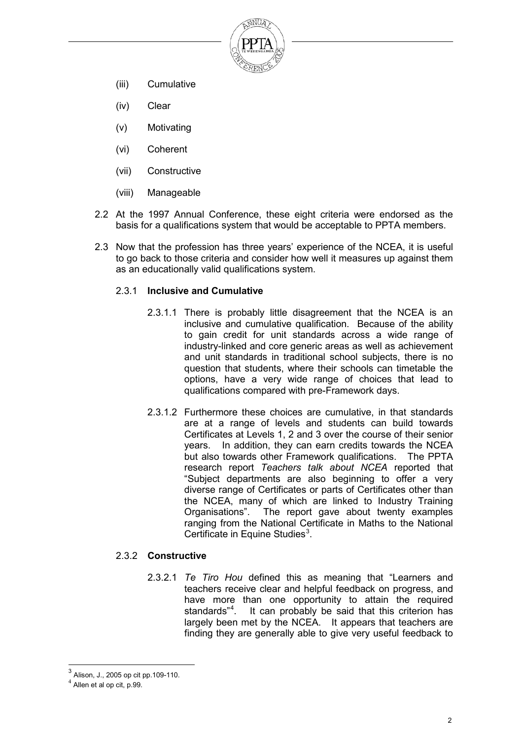(iii) Cumulative

(iv) Clear

(v) Motivating

(vi) Coherent

(vii) Constructive

(viii) Manageable

2.2 At the 1997 Annual Conference, these eight criteria were endorsed as the basis for a qualifications system that would be acceptable to PPTA members.

2.3 Now that the profession has three years' experience of the NCEA, it is useful to go back to those criteria and consider how well it measures up against them as an educationally valid qualifications system.

### 2.3.1 Inclusive and Cumulative

2.3.1.1 There is probably little disagreement that the NCEA is an inclusive and cumulative qualification. Because of the ability to gain credit for unit standards across a wide range of industry-linked and core generic areas as well as achievement and unit standards in traditional school subjects, there is no question that students, where their schools can timetable the options, have a very wide range of choices that lead to qualifications compared with pre-Framework days.

2.3.1.2 Furthermore these choices are cumulative, in that standards are at a range of levels and students can build towards Certificates at Levels 1, 2 and 3 over the course of their senior years. In addition, they can earn credits towards the NCEA but also towards other Framework qualifications. The PPTA research report *Teachers talk about NCEA* reported that "Subject departments are also beginning to offer a very diverse range of Certificates or parts of Certificates other than the NCEA, many of which are linked to Industry Training Organisations". The report gave about twenty examples ranging from the National Certificate in Maths to the National Certificate in Equine Studies[3].

### 2.3.2 Constructive

2.3.2.1 *Te Tiro Hou* defined this as meaning that "Learners and teachers receive clear and helpful feedback on progress, and have more than one opportunity to attain the required standards"[4]. It can probably be said that this criterion has largely been met by the NCEA. It appears that teachers are finding they are generally able to give very useful feedback to

---

[3] Alison, J., 2005 op cit pp.109-110.

[4] Allen et al op cit, p.99.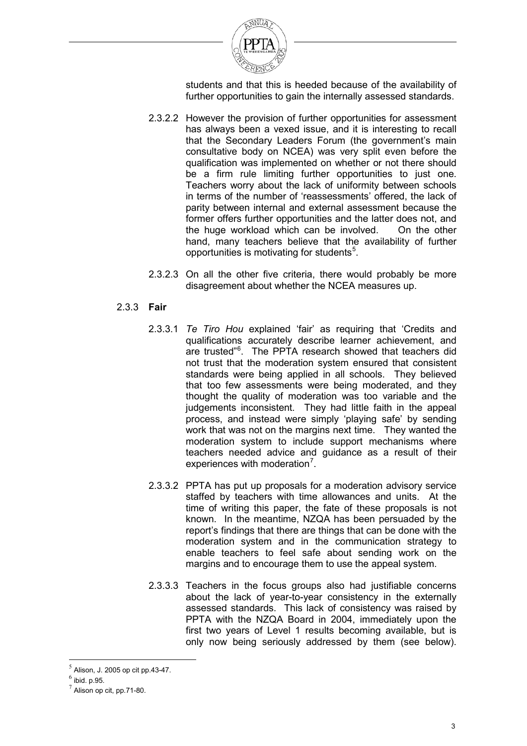students and that this is heeded because of the availability of further opportunities to gain the internally assessed standards.

2.3.2.2 However the provision of further opportunities for assessment has always been a vexed issue, and it is interesting to recall that the Secondary Leaders Forum (the government's main consultative body on NCEA) was very split even before the qualification was implemented on whether or not there should be a firm rule limiting further opportunities to just one. Teachers worry about the lack of uniformity between schools in terms of the number of 'reassessments' offered, the lack of parity between internal and external assessment because the former offers further opportunities and the latter does not, and the huge workload which can be involved. On the other hand, many teachers believe that the availability of further opportunities is motivating for students[5].

2.3.2.3 On all the other five criteria, there would probably be more disagreement about whether the NCEA measures up.

### 2.3.3 **Fair**

2.3.3.1 *Te Tiro Hou* explained 'fair' as requiring that 'Credits and qualifications accurately describe learner achievement, and are trusted"[6]. The PPTA research showed that teachers did not trust that the moderation system ensured that consistent standards were being applied in all schools. They believed that too few assessments were being moderated, and they thought the quality of moderation was too variable and the judgements inconsistent. They had little faith in the appeal process, and instead were simply 'playing safe' by sending work that was not on the margins next time. They wanted the moderation system to include support mechanisms where teachers needed advice and guidance as a result of their experiences with moderation[7].

2.3.3.2 PPTA has put up proposals for a moderation advisory service staffed by teachers with time allowances and units. At the time of writing this paper, the fate of these proposals is not known. In the meantime, NZQA has been persuaded by the report's findings that there are things that can be done with the moderation system and in the communication strategy to enable teachers to feel safe about sending work on the margins and to encourage them to use the appeal system.

2.3.3.3 Teachers in the focus groups also had justifiable concerns about the lack of year-to-year consistency in the externally assessed standards. This lack of consistency was raised by PPTA with the NZQA Board in 2004, immediately upon the first two years of Level 1 results becoming available, but is only now being seriously addressed by them (see below).

---

[5] Alison, J. 2005 op cit pp.43-47.

[6] ibid. p.95.

[7] Alison op cit, pp.71-80.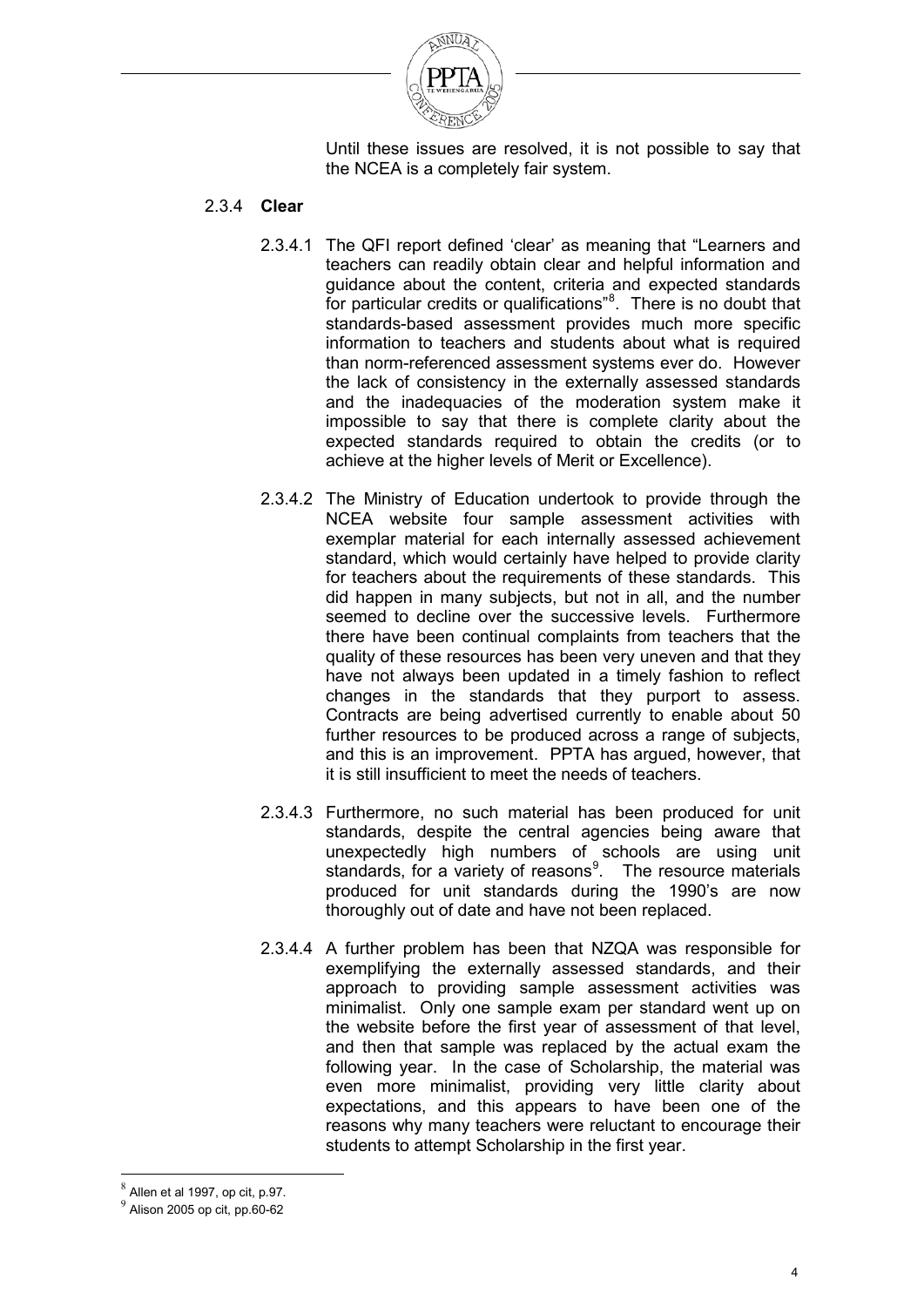Until these issues are resolved, it is not possible to say that the NCEA is a completely fair system.

### 2.3.4 **Clear**

2.3.4.1 The QFI report defined 'clear' as meaning that "Learners and teachers can readily obtain clear and helpful information and guidance about the content, criteria and expected standards for particular credits or qualifications"[8]. There is no doubt that standards-based assessment provides much more specific information to teachers and students about what is required than norm-referenced assessment systems ever do. However the lack of consistency in the externally assessed standards and the inadequacies of the moderation system make it impossible to say that there is complete clarity about the expected standards required to obtain the credits (or to achieve at the higher levels of Merit or Excellence).

2.3.4.2 The Ministry of Education undertook to provide through the NCEA website four sample assessment activities with exemplar material for each internally assessed achievement standard, which would certainly have helped to provide clarity for teachers about the requirements of these standards. This did happen in many subjects, but not in all, and the number seemed to decline over the successive levels. Furthermore there have been continual complaints from teachers that the quality of these resources has been very uneven and that they have not always been updated in a timely fashion to reflect changes in the standards that they purport to assess. Contracts are being advertised currently to enable about 50 further resources to be produced across a range of subjects, and this is an improvement. PPTA has argued, however, that it is still insufficient to meet the needs of teachers.

2.3.4.3 Furthermore, no such material has been produced for unit standards, despite the central agencies being aware that unexpectedly high numbers of schools are using unit standards, for a variety of reasons[9]. The resource materials produced for unit standards during the 1990's are now thoroughly out of date and have not been replaced.

2.3.4.4 A further problem has been that NZQA was responsible for exemplifying the externally assessed standards, and their approach to providing sample assessment activities was minimalist. Only one sample exam per standard went up on the website before the first year of assessment of that level, and then that sample was replaced by the actual exam the following year. In the case of Scholarship, the material was even more minimalist, providing very little clarity about expectations, and this appears to have been one of the reasons why many teachers were reluctant to encourage their students to attempt Scholarship in the first year.

---

[8] Allen et al 1997, op cit, p.97.

[9] Alison 2005 op cit, pp.60-62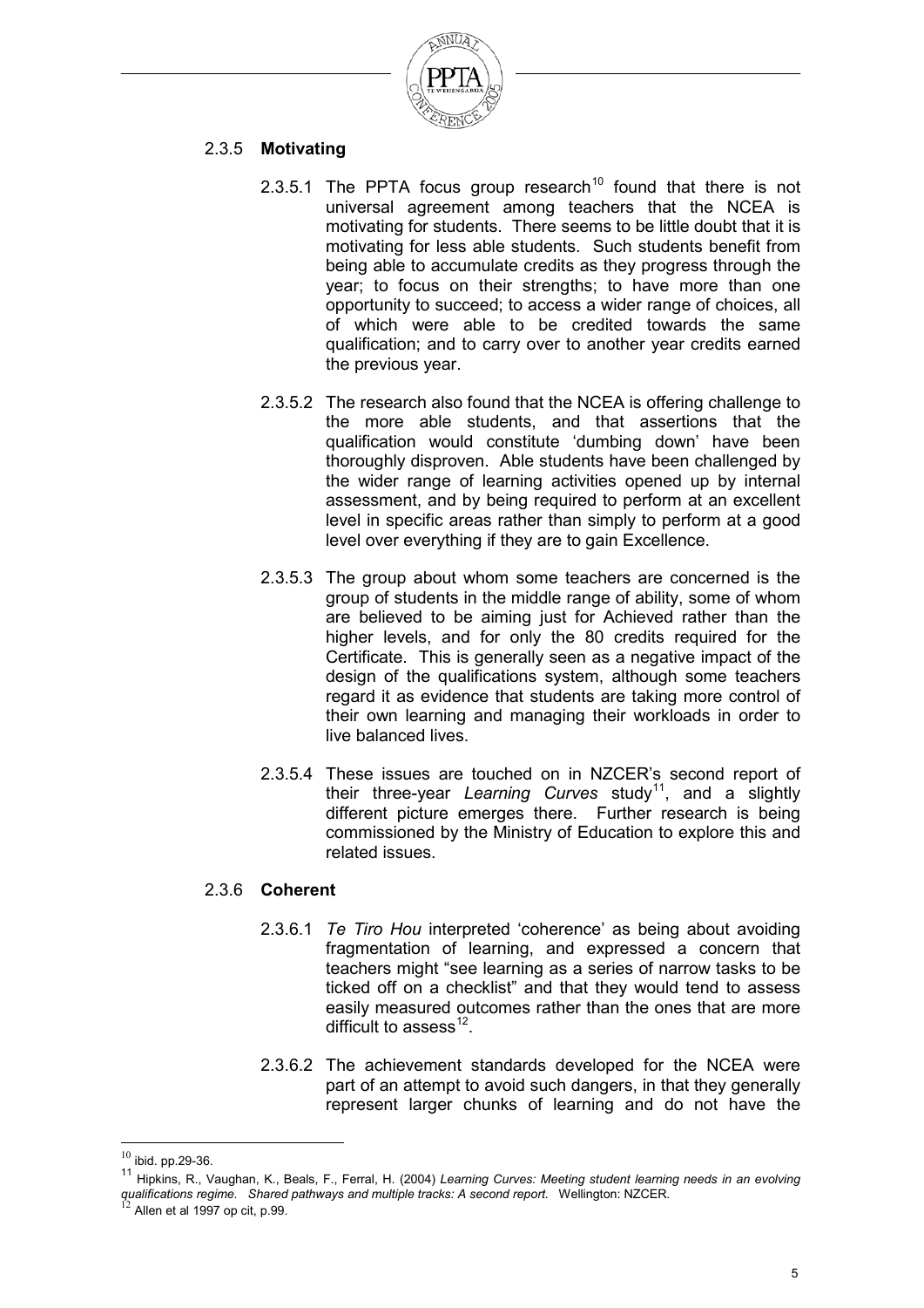### 2.3.5 **Motivating**

2.3.5.1 The PPTA focus group research[10] found that there is not universal agreement among teachers that the NCEA is motivating for students. There seems to be little doubt that it is motivating for less able students. Such students benefit from being able to accumulate credits as they progress through the year; to focus on their strengths; to have more than one opportunity to succeed; to access a wider range of choices, all of which were able to be credited towards the same qualification; and to carry over to another year credits earned the previous year.

2.3.5.2 The research also found that the NCEA is offering challenge to the more able students, and that assertions that the qualification would constitute 'dumbing down' have been thoroughly disproven. Able students have been challenged by the wider range of learning activities opened up by internal assessment, and by being required to perform at an excellent level in specific areas rather than simply to perform at a good level over everything if they are to gain Excellence.

2.3.5.3 The group about whom some teachers are concerned is the group of students in the middle range of ability, some of whom are believed to be aiming just for Achieved rather than the higher levels, and for only the 80 credits required for the Certificate. This is generally seen as a negative impact of the design of the qualifications system, although some teachers regard it as evidence that students are taking more control of their own learning and managing their workloads in order to live balanced lives.

2.3.5.4 These issues are touched on in NZCER's second report of their three-year *Learning Curves* study[11], and a slightly different picture emerges there. Further research is being commissioned by the Ministry of Education to explore this and related issues.

### 2.3.6 **Coherent**

2.3.6.1 *Te Tiro Hou* interpreted 'coherence' as being about avoiding fragmentation of learning, and expressed a concern that teachers might "see learning as a series of narrow tasks to be ticked off on a checklist" and that they would tend to assess easily measured outcomes rather than the ones that are more difficult to assess[12].

2.3.6.2 The achievement standards developed for the NCEA were part of an attempt to avoid such dangers, in that they generally represent larger chunks of learning and do not have the

---

[10] ibid. pp.29-36.

[11] Hipkins, R., Vaughan, K., Beals, F., Ferral, H. (2004) *Learning Curves: Meeting student learning needs in an evolving qualifications regime. Shared pathways and multiple tracks: A second report.* Wellington: NZCER.

[12] Allen et al 1997 op cit, p.99.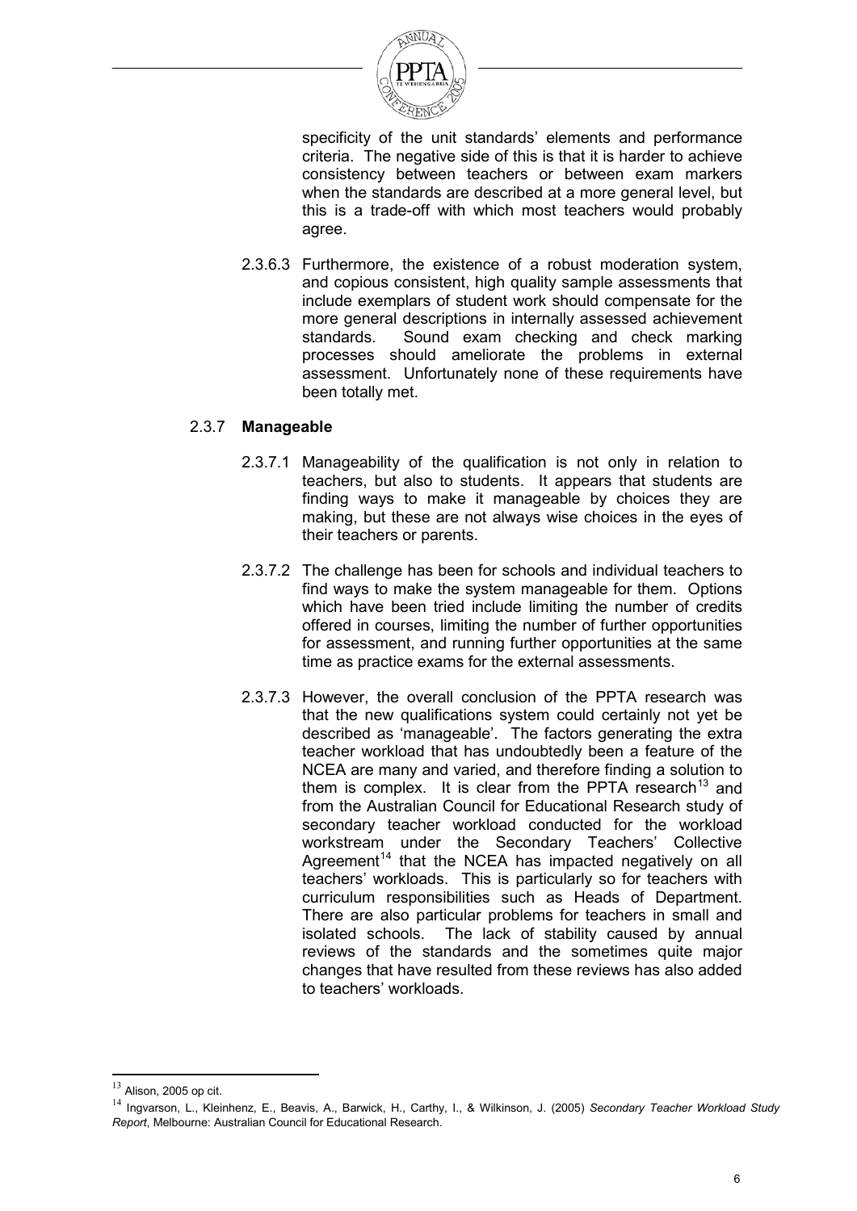specificity of the unit standards' elements and performance criteria. The negative side of this is that it is harder to achieve consistency between teachers or between exam markers when the standards are described at a more general level, but this is a trade-off with which most teachers would probably agree.

2.3.6.3 Furthermore, the existence of a robust moderation system, and copious consistent, high quality sample assessments that include exemplars of student work should compensate for the more general descriptions in internally assessed achievement standards. Sound exam checking and check marking processes should ameliorate the problems in external assessment. Unfortunately none of these requirements have been totally met.

2.3.7 **Manageable**

2.3.7.1 Manageability of the qualification is not only in relation to teachers, but also to students. It appears that students are finding ways to make it manageable by choices they are making, but these are not always wise choices in the eyes of their teachers or parents.

2.3.7.2 The challenge has been for schools and individual teachers to find ways to make the system manageable for them. Options which have been tried include limiting the number of credits offered in courses, limiting the number of further opportunities for assessment, and running further opportunities at the same time as practice exams for the external assessments.

2.3.7.3 However, the overall conclusion of the PPTA research was that the new qualifications system could certainly not yet be described as 'manageable'. The factors generating the extra teacher workload that has undoubtedly been a feature of the NCEA are many and varied, and therefore finding a solution to them is complex. It is clear from the PPTA research[13] and from the Australian Council for Educational Research study of secondary teacher workload conducted for the workload workstream under the Secondary Teachers' Collective Agreement[14] that the NCEA has impacted negatively on all teachers' workloads. This is particularly so for teachers with curriculum responsibilities such as Heads of Department. There are also particular problems for teachers in small and isolated schools. The lack of stability caused by annual reviews of the standards and the sometimes quite major changes that have resulted from these reviews has also added to teachers' workloads.

---

[13] Alison, 2005 op cit.

[14] Ingvarson, L., Kleinhenz, E., Beavis, A., Barwick, H., Carthy, I., & Wilkinson, J. (2005) *Secondary Teacher Workload Study Report*, Melbourne: Australian Council for Educational Research.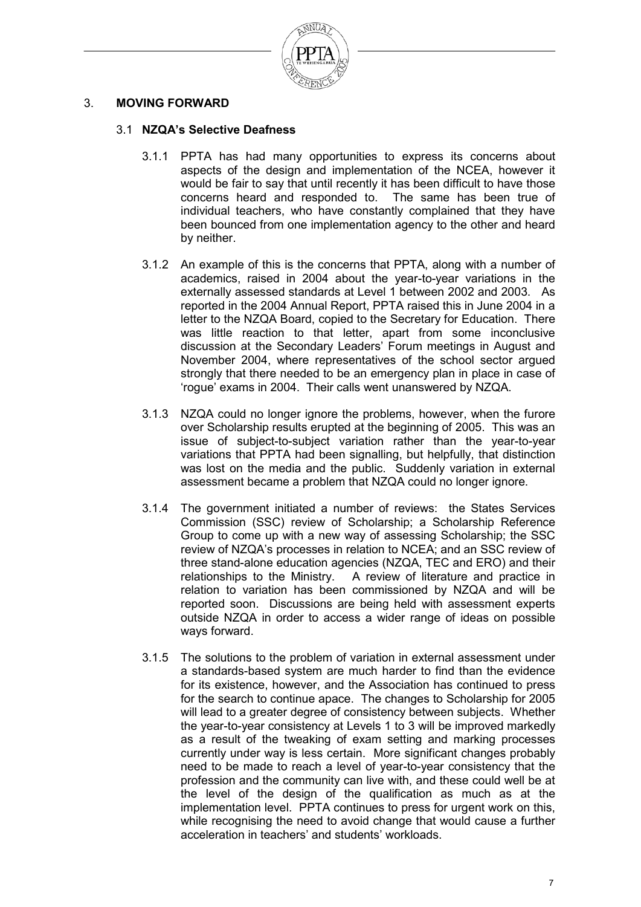## 3. MOVING FORWARD

### 3.1 NZQA's Selective Deafness

3.1.1 PPTA has had many opportunities to express its concerns about aspects of the design and implementation of the NCEA, however it would be fair to say that until recently it has been difficult to have those concerns heard and responded to. The same has been true of individual teachers, who have constantly complained that they have been bounced from one implementation agency to the other and heard by neither.

3.1.2 An example of this is the concerns that PPTA, along with a number of academics, raised in 2004 about the year-to-year variations in the externally assessed standards at Level 1 between 2002 and 2003. As reported in the 2004 Annual Report, PPTA raised this in June 2004 in a letter to the NZQA Board, copied to the Secretary for Education. There was little reaction to that letter, apart from some inconclusive discussion at the Secondary Leaders' Forum meetings in August and November 2004, where representatives of the school sector argued strongly that there needed to be an emergency plan in place in case of 'rogue' exams in 2004. Their calls went unanswered by NZQA.

3.1.3 NZQA could no longer ignore the problems, however, when the furore over Scholarship results erupted at the beginning of 2005. This was an issue of subject-to-subject variation rather than the year-to-year variations that PPTA had been signalling, but helpfully, that distinction was lost on the media and the public. Suddenly variation in external assessment became a problem that NZQA could no longer ignore.

3.1.4 The government initiated a number of reviews: the States Services Commission (SSC) review of Scholarship; a Scholarship Reference Group to come up with a new way of assessing Scholarship; the SSC review of NZQA's processes in relation to NCEA; and an SSC review of three stand-alone education agencies (NZQA, TEC and ERO) and their relationships to the Ministry. A review of literature and practice in relation to variation has been commissioned by NZQA and will be reported soon. Discussions are being held with assessment experts outside NZQA in order to access a wider range of ideas on possible ways forward.

3.1.5 The solutions to the problem of variation in external assessment under a standards-based system are much harder to find than the evidence for its existence, however, and the Association has continued to press for the search to continue apace. The changes to Scholarship for 2005 will lead to a greater degree of consistency between subjects. Whether the year-to-year consistency at Levels 1 to 3 will be improved markedly as a result of the tweaking of exam setting and marking processes currently under way is less certain. More significant changes probably need to be made to reach a level of year-to-year consistency that the profession and the community can live with, and these could well be at the level of the design of the qualification as much as at the implementation level. PPTA continues to press for urgent work on this, while recognising the need to avoid change that would cause a further acceleration in teachers' and students' workloads.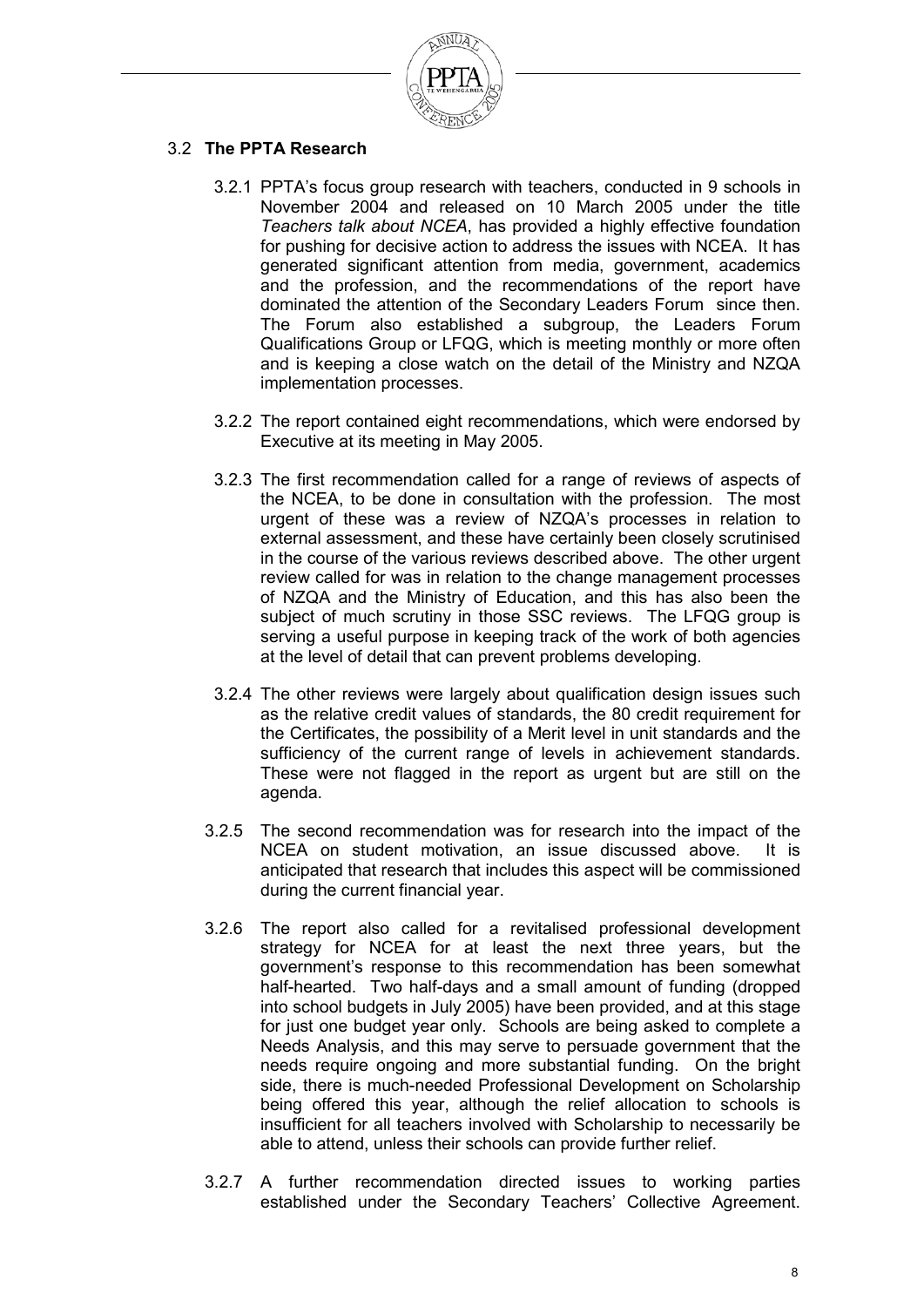### 3.2 **The PPTA Research**

3.2.1 PPTA's focus group research with teachers, conducted in 9 schools in November 2004 and released on 10 March 2005 under the title *Teachers talk about NCEA*, has provided a highly effective foundation for pushing for decisive action to address the issues with NCEA. It has generated significant attention from media, government, academics and the profession, and the recommendations of the report have dominated the attention of the Secondary Leaders Forum since then. The Forum also established a subgroup, the Leaders Forum Qualifications Group or LFQG, which is meeting monthly or more often and is keeping a close watch on the detail of the Ministry and NZQA implementation processes.

3.2.2 The report contained eight recommendations, which were endorsed by Executive at its meeting in May 2005.

3.2.3 The first recommendation called for a range of reviews of aspects of the NCEA, to be done in consultation with the profession. The most urgent of these was a review of NZQA's processes in relation to external assessment, and these have certainly been closely scrutinised in the course of the various reviews described above. The other urgent review called for was in relation to the change management processes of NZQA and the Ministry of Education, and this has also been the subject of much scrutiny in those SSC reviews. The LFQG group is serving a useful purpose in keeping track of the work of both agencies at the level of detail that can prevent problems developing.

3.2.4 The other reviews were largely about qualification design issues such as the relative credit values of standards, the 80 credit requirement for the Certificates, the possibility of a Merit level in unit standards and the sufficiency of the current range of levels in achievement standards. These were not flagged in the report as urgent but are still on the agenda.

3.2.5 The second recommendation was for research into the impact of the NCEA on student motivation, an issue discussed above. It is anticipated that research that includes this aspect will be commissioned during the current financial year.

3.2.6 The report also called for a revitalised professional development strategy for NCEA for at least the next three years, but the government's response to this recommendation has been somewhat half-hearted. Two half-days and a small amount of funding (dropped into school budgets in July 2005) have been provided, and at this stage for just one budget year only. Schools are being asked to complete a Needs Analysis, and this may serve to persuade government that the needs require ongoing and more substantial funding. On the bright side, there is much-needed Professional Development on Scholarship being offered this year, although the relief allocation to schools is insufficient for all teachers involved with Scholarship to necessarily be able to attend, unless their schools can provide further relief.

3.2.7 A further recommendation directed issues to working parties established under the Secondary Teachers' Collective Agreement.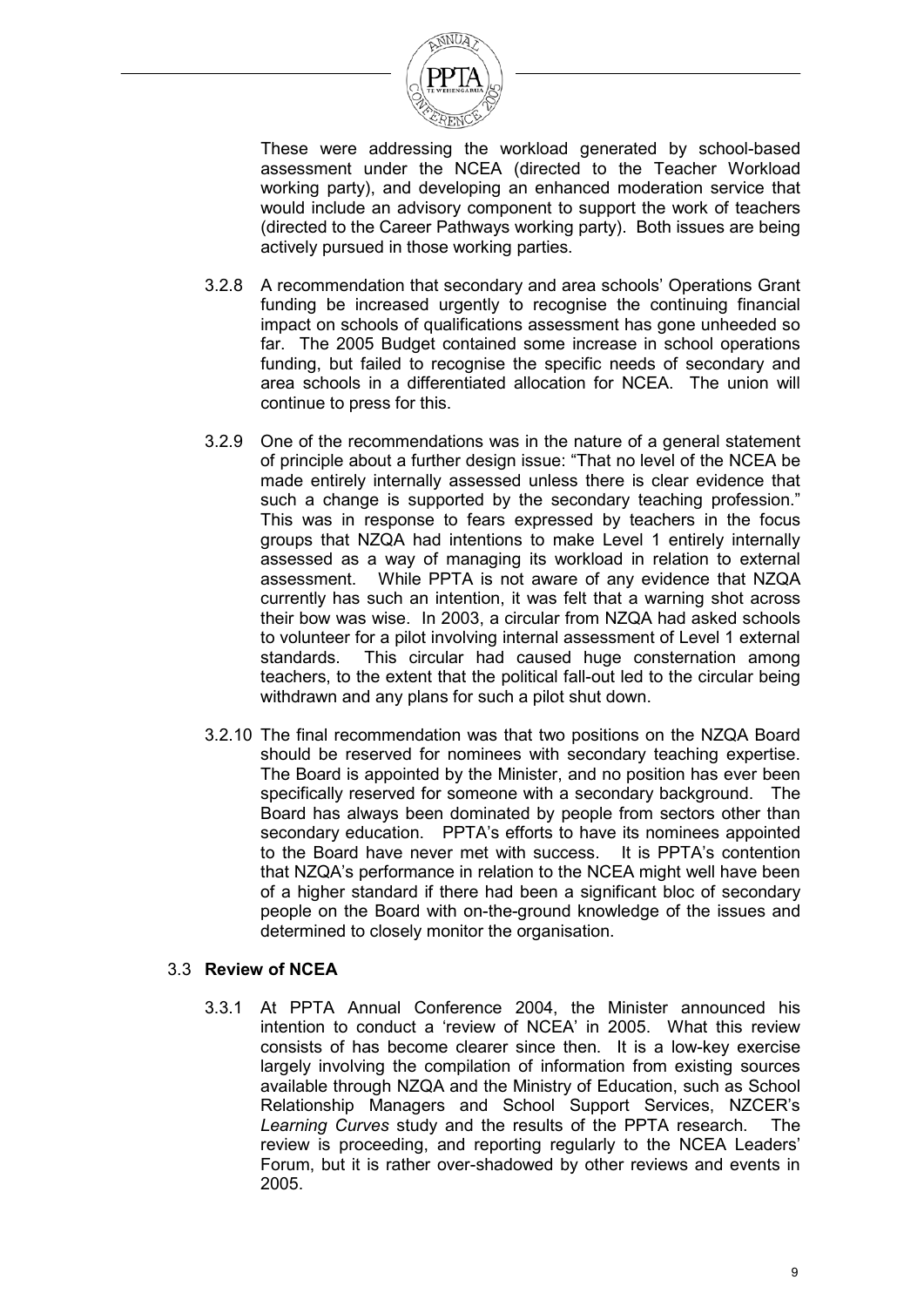These were addressing the workload generated by school-based assessment under the NCEA (directed to the Teacher Workload working party), and developing an enhanced moderation service that would include an advisory component to support the work of teachers (directed to the Career Pathways working party). Both issues are being actively pursued in those working parties.

3.2.8 A recommendation that secondary and area schools' Operations Grant funding be increased urgently to recognise the continuing financial impact on schools of qualifications assessment has gone unheeded so far. The 2005 Budget contained some increase in school operations funding, but failed to recognise the specific needs of secondary and area schools in a differentiated allocation for NCEA. The union will continue to press for this.

3.2.9 One of the recommendations was in the nature of a general statement of principle about a further design issue: "That no level of the NCEA be made entirely internally assessed unless there is clear evidence that such a change is supported by the secondary teaching profession." This was in response to fears expressed by teachers in the focus groups that NZQA had intentions to make Level 1 entirely internally assessed as a way of managing its workload in relation to external assessment. While PPTA is not aware of any evidence that NZQA currently has such an intention, it was felt that a warning shot across their bow was wise. In 2003, a circular from NZQA had asked schools to volunteer for a pilot involving internal assessment of Level 1 external standards. This circular had caused huge consternation among teachers, to the extent that the political fall-out led to the circular being withdrawn and any plans for such a pilot shut down.

3.2.10 The final recommendation was that two positions on the NZQA Board should be reserved for nominees with secondary teaching expertise. The Board is appointed by the Minister, and no position has ever been specifically reserved for someone with a secondary background. The Board has always been dominated by people from sectors other than secondary education. PPTA's efforts to have its nominees appointed to the Board have never met with success. It is PPTA's contention that NZQA's performance in relation to the NCEA might well have been of a higher standard if there had been a significant bloc of secondary people on the Board with on-the-ground knowledge of the issues and determined to closely monitor the organisation.

### 3.3 Review of NCEA

3.3.1 At PPTA Annual Conference 2004, the Minister announced his intention to conduct a 'review of NCEA' in 2005. What this review consists of has become clearer since then. It is a low-key exercise largely involving the compilation of information from existing sources available through NZQA and the Ministry of Education, such as School Relationship Managers and School Support Services, NZCER's *Learning Curves* study and the results of the PPTA research. The review is proceeding, and reporting regularly to the NCEA Leaders' Forum, but it is rather over-shadowed by other reviews and events in 2005.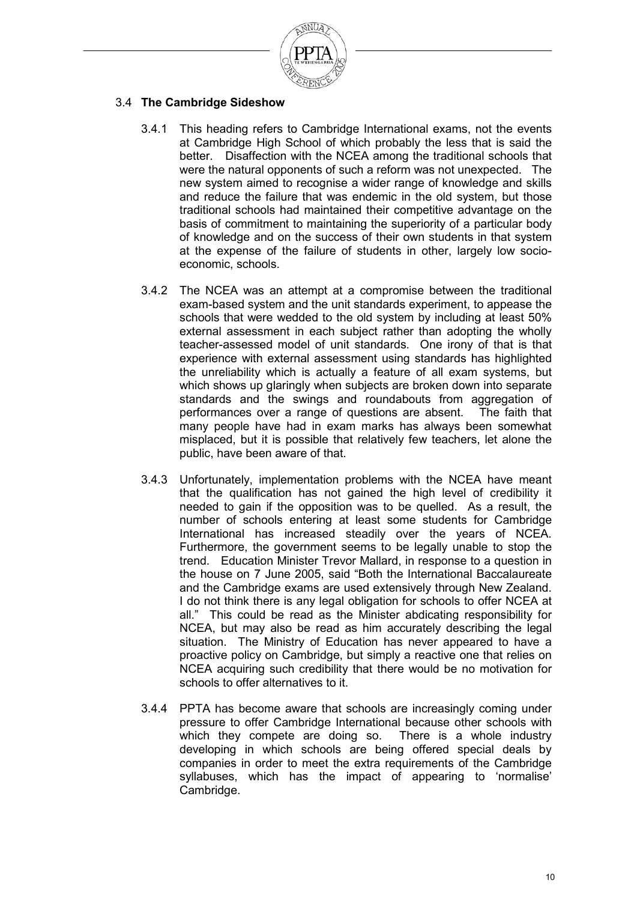### 3.4 The Cambridge Sideshow

3.4.1 This heading refers to Cambridge International exams, not the events at Cambridge High School of which probably the less that is said the better. Disaffection with the NCEA among the traditional schools that were the natural opponents of such a reform was not unexpected. The new system aimed to recognise a wider range of knowledge and skills and reduce the failure that was endemic in the old system, but those traditional schools had maintained their competitive advantage on the basis of commitment to maintaining the superiority of a particular body of knowledge and on the success of their own students in that system at the expense of the failure of students in other, largely low socio-economic, schools.

3.4.2 The NCEA was an attempt at a compromise between the traditional exam-based system and the unit standards experiment, to appease the schools that were wedded to the old system by including at least 50% external assessment in each subject rather than adopting the wholly teacher-assessed model of unit standards. One irony of that is that experience with external assessment using standards has highlighted the unreliability which is actually a feature of all exam systems, but which shows up glaringly when subjects are broken down into separate standards and the swings and roundabouts from aggregation of performances over a range of questions are absent. The faith that many people have had in exam marks has always been somewhat misplaced, but it is possible that relatively few teachers, let alone the public, have been aware of that.

3.4.3 Unfortunately, implementation problems with the NCEA have meant that the qualification has not gained the high level of credibility it needed to gain if the opposition was to be quelled. As a result, the number of schools entering at least some students for Cambridge International has increased steadily over the years of NCEA. Furthermore, the government seems to be legally unable to stop the trend. Education Minister Trevor Mallard, in response to a question in the house on 7 June 2005, said "Both the International Baccalaureate and the Cambridge exams are used extensively through New Zealand. I do not think there is any legal obligation for schools to offer NCEA at all." This could be read as the Minister abdicating responsibility for NCEA, but may also be read as him accurately describing the legal situation. The Ministry of Education has never appeared to have a proactive policy on Cambridge, but simply a reactive one that relies on NCEA acquiring such credibility that there would be no motivation for schools to offer alternatives to it.

3.4.4 PPTA has become aware that schools are increasingly coming under pressure to offer Cambridge International because other schools with which they compete are doing so. There is a whole industry developing in which schools are being offered special deals by companies in order to meet the extra requirements of the Cambridge syllabuses, which has the impact of appearing to 'normalise' Cambridge.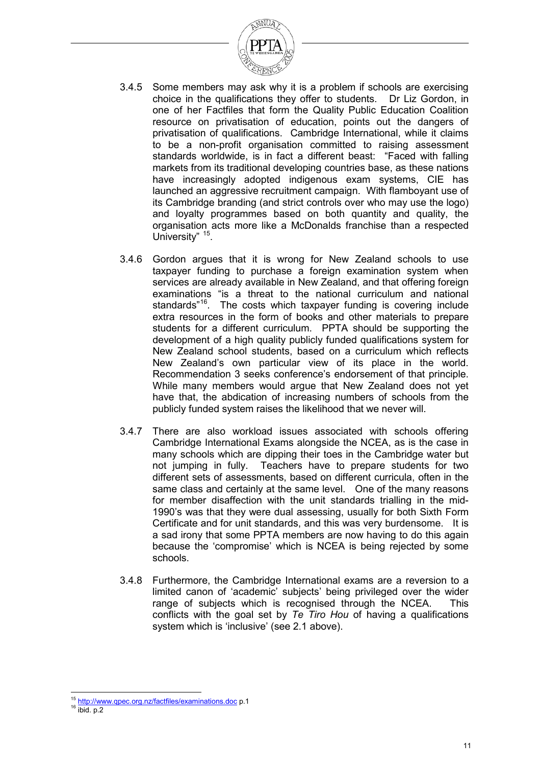3.4.5 Some members may ask why it is a problem if schools are exercising choice in the qualifications they offer to students. Dr Liz Gordon, in one of her Factfiles that form the Quality Public Education Coalition resource on privatisation of education, points out the dangers of privatisation of qualifications. Cambridge International, while it claims to be a non-profit organisation committed to raising assessment standards worldwide, is in fact a different beast: "Faced with falling markets from its traditional developing countries base, as these nations have increasingly adopted indigenous exam systems, CIE has launched an aggressive recruitment campaign. With flamboyant use of its Cambridge branding (and strict controls over who may use the logo) and loyalty programmes based on both quantity and quality, the organisation acts more like a McDonalds franchise than a respected University" [15].

3.4.6 Gordon argues that it is wrong for New Zealand schools to use taxpayer funding to purchase a foreign examination system when services are already available in New Zealand, and that offering foreign examinations "is a threat to the national curriculum and national standards"[16]. The costs which taxpayer funding is covering include extra resources in the form of books and other materials to prepare students for a different curriculum. PPTA should be supporting the development of a high quality publicly funded qualifications system for New Zealand school students, based on a curriculum which reflects New Zealand's own particular view of its place in the world. Recommendation 3 seeks conference's endorsement of that principle. While many members would argue that New Zealand does not yet have that, the abdication of increasing numbers of schools from the publicly funded system raises the likelihood that we never will.

3.4.7 There are also workload issues associated with schools offering Cambridge International Exams alongside the NCEA, as is the case in many schools which are dipping their toes in the Cambridge water but not jumping in fully. Teachers have to prepare students for two different sets of assessments, based on different curricula, often in the same class and certainly at the same level. One of the many reasons for member disaffection with the unit standards trialling in the mid-1990's was that they were dual assessing, usually for both Sixth Form Certificate and for unit standards, and this was very burdensome. It is a sad irony that some PPTA members are now having to do this again because the 'compromise' which is NCEA is being rejected by some schools.

3.4.8 Furthermore, the Cambridge International exams are a reversion to a limited canon of 'academic' subjects' being privileged over the wider range of subjects which is recognised through the NCEA. This conflicts with the goal set by *Te Tiro Hou* of having a qualifications system which is 'inclusive' (see 2.1 above).

---

[15] http://www.qpec.org.nz/factfiles/examinations.doc p.1

[16] ibid. p.2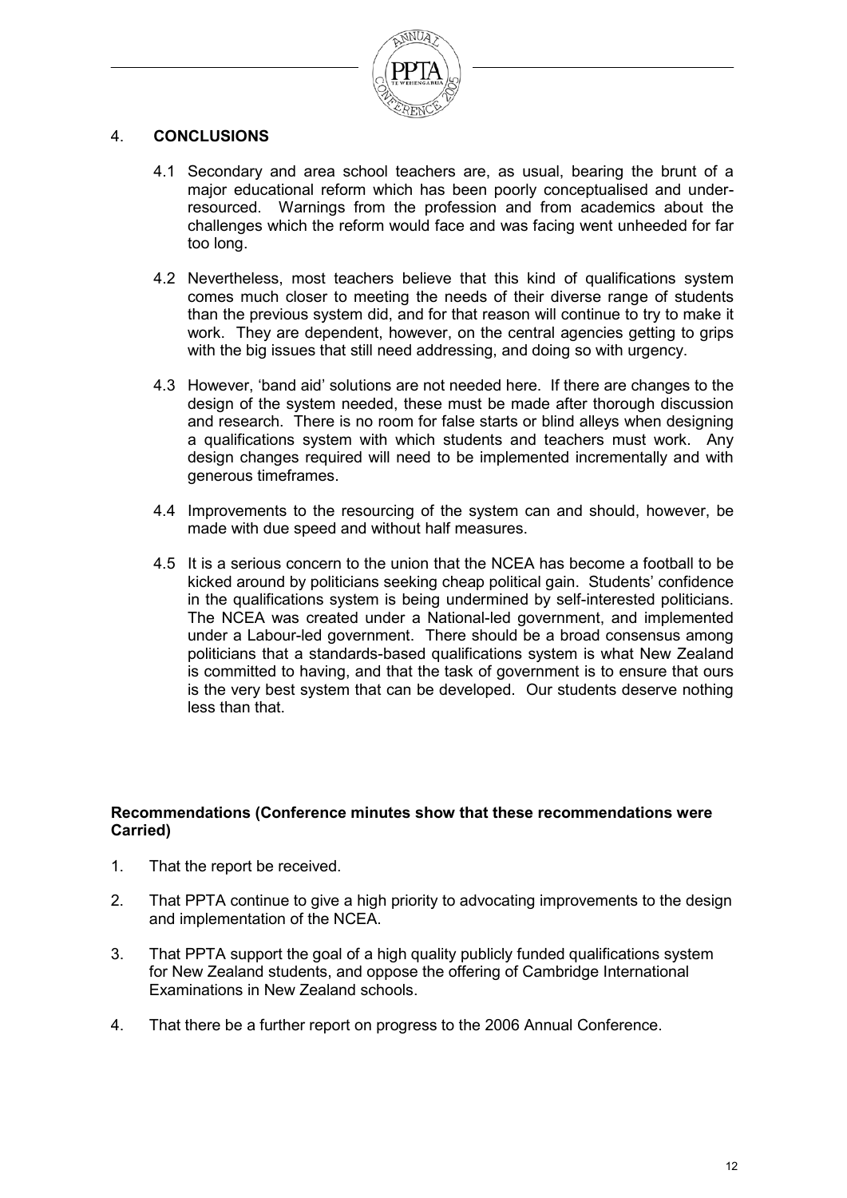## 4. CONCLUSIONS

4.1 Secondary and area school teachers are, as usual, bearing the brunt of a major educational reform which has been poorly conceptualised and under-resourced. Warnings from the profession and from academics about the challenges which the reform would face and was facing went unheeded for far too long.

4.2 Nevertheless, most teachers believe that this kind of qualifications system comes much closer to meeting the needs of their diverse range of students than the previous system did, and for that reason will continue to try to make it work. They are dependent, however, on the central agencies getting to grips with the big issues that still need addressing, and doing so with urgency.

4.3 However, 'band aid' solutions are not needed here. If there are changes to the design of the system needed, these must be made after thorough discussion and research. There is no room for false starts or blind alleys when designing a qualifications system with which students and teachers must work. Any design changes required will need to be implemented incrementally and with generous timeframes.

4.4 Improvements to the resourcing of the system can and should, however, be made with due speed and without half measures.

4.5 It is a serious concern to the union that the NCEA has become a football to be kicked around by politicians seeking cheap political gain. Students' confidence in the qualifications system is being undermined by self-interested politicians. The NCEA was created under a National-led government, and implemented under a Labour-led government. There should be a broad consensus among politicians that a standards-based qualifications system is what New Zealand is committed to having, and that the task of government is to ensure that ours is the very best system that can be developed. Our students deserve nothing less than that.

**Recommendations (Conference minutes show that these recommendations were Carried)**

1. That the report be received.
2. That PPTA continue to give a high priority to advocating improvements to the design and implementation of the NCEA.
3. That PPTA support the goal of a high quality publicly funded qualifications system for New Zealand students, and oppose the offering of Cambridge International Examinations in New Zealand schools.
4. That there be a further report on progress to the 2006 Annual Conference.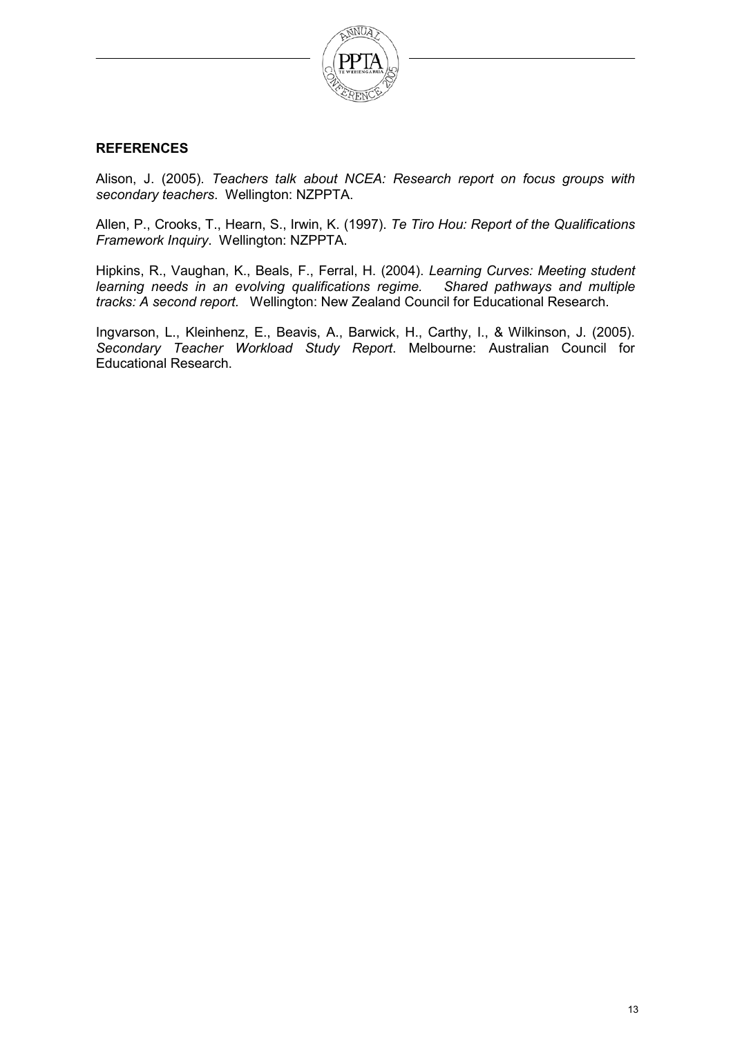**REFERENCES**

Alison, J. (2005). *Teachers talk about NCEA: Research report on focus groups with secondary teachers*. Wellington: NZPPTA.

Allen, P., Crooks, T., Hearn, S., Irwin, K. (1997). *Te Tiro Hou: Report of the Qualifications Framework Inquiry*. Wellington: NZPPTA.

Hipkins, R., Vaughan, K., Beals, F., Ferral, H. (2004). *Learning Curves: Meeting student learning needs in an evolving qualifications regime. Shared pathways and multiple tracks: A second report.* Wellington: New Zealand Council for Educational Research.

Ingvarson, L., Kleinhenz, E., Beavis, A., Barwick, H., Carthy, I., & Wilkinson, J. (2005). *Secondary Teacher Workload Study Report*. Melbourne: Australian Council for Educational Research.